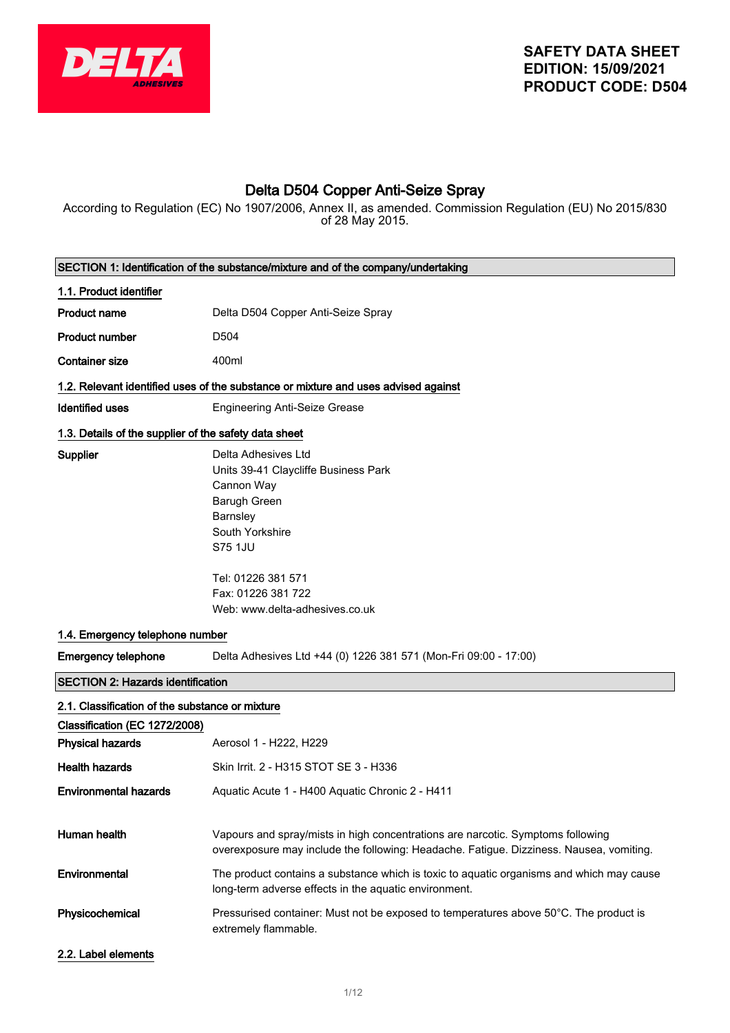**SAFETY DATA SHEET**
**EDITION: 15/09/2021**
**PRODUCT CODE: D504**

# Delta D504 Copper Anti-Seize Spray

According to Regulation (EC) No 1907/2006, Annex II, as amended. Commission Regulation (EU) No 2015/830 of 28 May 2015.

## SECTION 1: Identification of the substance/mixture and of the company/undertaking

### 1.1. Product identifier

| | |
|---|---|
| **Product name** | Delta D504 Copper Anti-Seize Spray |
| **Product number** | D504 |
| **Container size** | 400ml |

### 1.2. Relevant identified uses of the substance or mixture and uses advised against

| | |
|---|---|
| **Identified uses** | Engineering Anti-Seize Grease |

### 1.3. Details of the supplier of the safety data sheet

**Supplier**

Delta Adhesives Ltd
Units 39-41 Claycliffe Business Park
Cannon Way
Barugh Green
Barnsley
South Yorkshire
S75 1JU

Tel: 01226 381 571
Fax: 01226 381 722
Web: www.delta-adhesives.co.uk

### 1.4. Emergency telephone number

| | |
|---|---|
| **Emergency telephone** | Delta Adhesives Ltd +44 (0) 1226 381 571 (Mon-Fri 09:00 - 17:00) |

## SECTION 2: Hazards identification

### 2.1. Classification of the substance or mixture

**Classification (EC 1272/2008)**

| | |
|---|---|
| **Physical hazards** | Aerosol 1 - H222, H229 |
| **Health hazards** | Skin Irrit. 2 - H315 STOT SE 3 - H336 |
| **Environmental hazards** | Aquatic Acute 1 - H400 Aquatic Chronic 2 - H411 |
| **Human health** | Vapours and spray/mists in high concentrations are narcotic. Symptoms following overexposure may include the following: Headache. Fatigue. Dizziness. Nausea, vomiting. |
| **Environmental** | The product contains a substance which is toxic to aquatic organisms and which may cause long-term adverse effects in the aquatic environment. |
| **Physicochemical** | Pressurised container: Must not be exposed to temperatures above 50°C. The product is extremely flammable. |

### 2.2. Label elements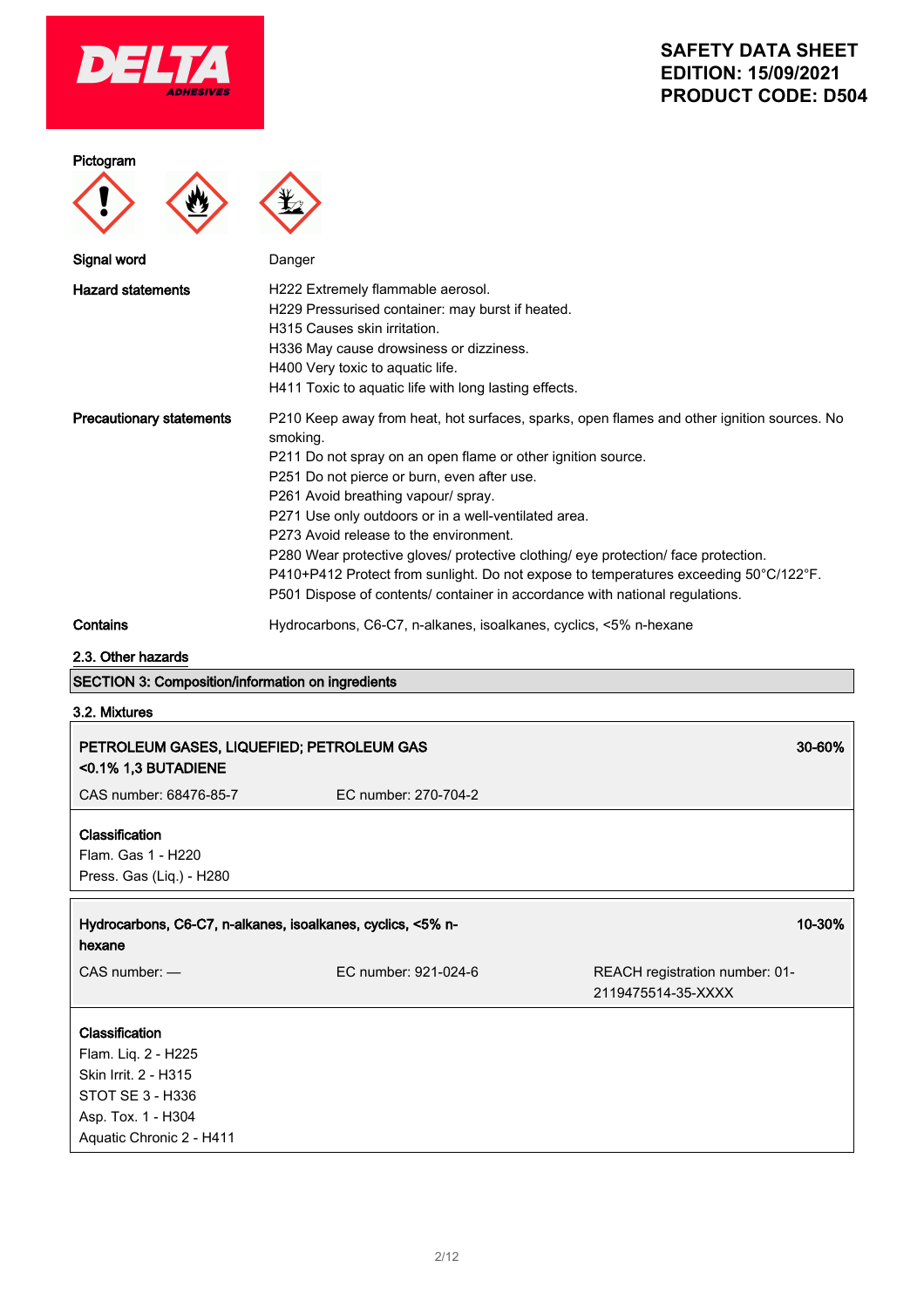Pictogram

| | |
|---|---|
| **Signal word** | Danger |
| **Hazard statements** | H222 Extremely flammable aerosol.<br>H229 Pressurised container: may burst if heated.<br>H315 Causes skin irritation.<br>H336 May cause drowsiness or dizziness.<br>H400 Very toxic to aquatic life.<br>H411 Toxic to aquatic life with long lasting effects. |
| **Precautionary statements** | P210 Keep away from heat, hot surfaces, sparks, open flames and other ignition sources. No smoking.<br>P211 Do not spray on an open flame or other ignition source.<br>P251 Do not pierce or burn, even after use.<br>P261 Avoid breathing vapour/ spray.<br>P271 Use only outdoors or in a well-ventilated area.<br>P273 Avoid release to the environment.<br>P280 Wear protective gloves/ protective clothing/ eye protection/ face protection.<br>P410+P412 Protect from sunlight. Do not expose to temperatures exceeding 50°C/122°F.<br>P501 Dispose of contents/ container in accordance with national regulations. |
| **Contains** | Hydrocarbons, C6-C7, n-alkanes, isoalkanes, cyclics, <5% n-hexane |

## 2.3. Other hazards

## SECTION 3: Composition/information on ingredients

### 3.2. Mixtures

**PETROLEUM GASES, LIQUEFIED; PETROLEUM GAS <0.1% 1,3 BUTADIENE** — **30-60%**

CAS number: 68476-85-7 EC number: 270-704-2

**Classification**
Flam. Gas 1 - H220
Press. Gas (Liq.) - H280

**Hydrocarbons, C6-C7, n-alkanes, isoalkanes, cyclics, <5% n-hexane** — **10-30%**

CAS number: — EC number: 921-024-6 REACH registration number: 01-2119475514-35-XXXX

**Classification**
Flam. Liq. 2 - H225
Skin Irrit. 2 - H315
STOT SE 3 - H336
Asp. Tox. 1 - H304
Aquatic Chronic 2 - H411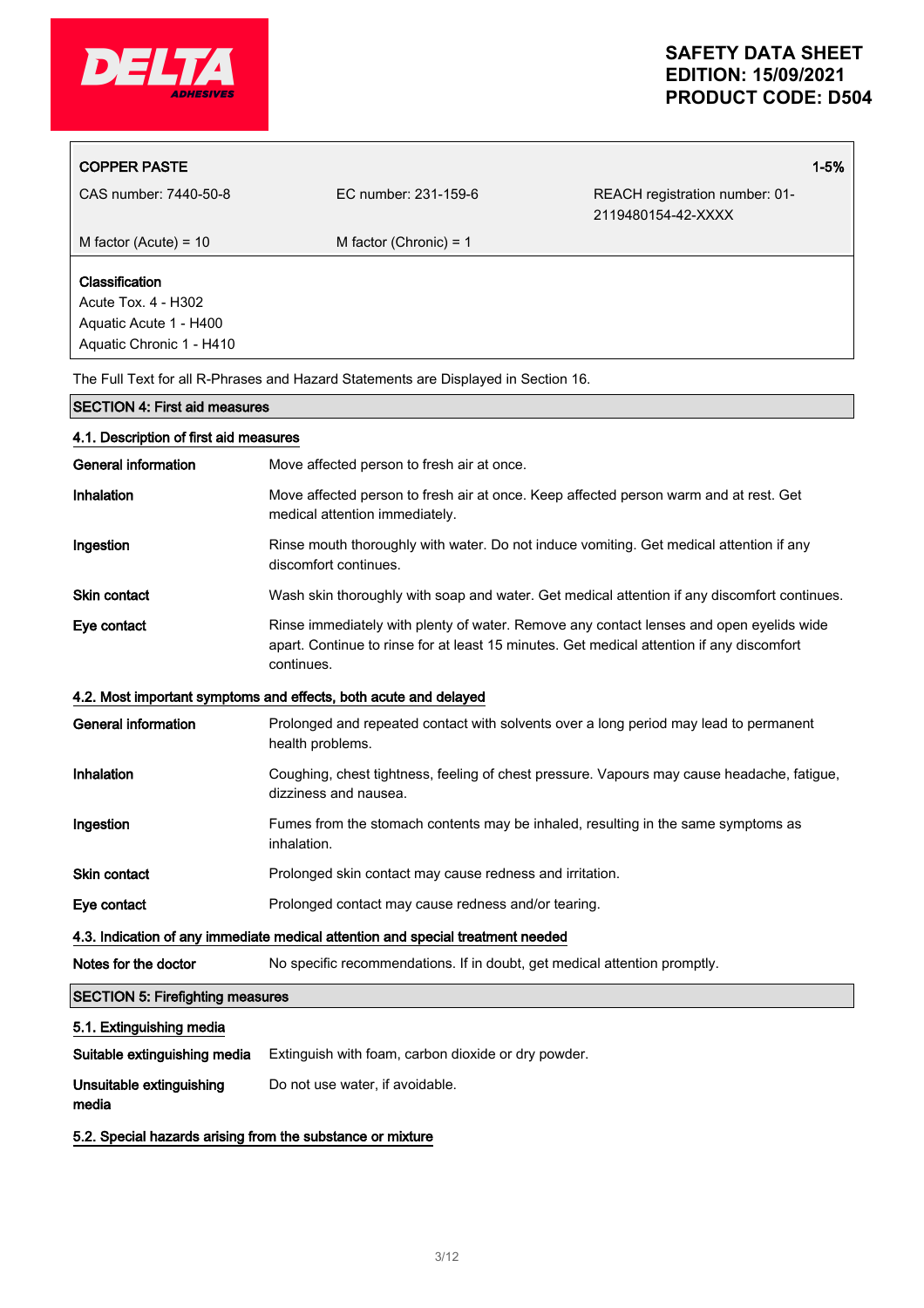| COPPER PASTE | | 1-5% |
|---|---|---|
| CAS number: 7440-50-8 | EC number: 231-159-6 | REACH registration number: 01-2119480154-42-XXXX |
| M factor (Acute) = 10 | M factor (Chronic) = 1 | |

**Classification**
Acute Tox. 4 - H302
Aquatic Acute 1 - H400
Aquatic Chronic 1 - H410

The Full Text for all R-Phrases and Hazard Statements are Displayed in Section 16.

## SECTION 4: First aid measures

### 4.1. Description of first aid measures

**General information** Move affected person to fresh air at once.

**Inhalation** Move affected person to fresh air at once. Keep affected person warm and at rest. Get medical attention immediately.

**Ingestion** Rinse mouth thoroughly with water. Do not induce vomiting. Get medical attention if any discomfort continues.

**Skin contact** Wash skin thoroughly with soap and water. Get medical attention if any discomfort continues.

**Eye contact** Rinse immediately with plenty of water. Remove any contact lenses and open eyelids wide apart. Continue to rinse for at least 15 minutes. Get medical attention if any discomfort continues.

### 4.2. Most important symptoms and effects, both acute and delayed

**General information** Prolonged and repeated contact with solvents over a long period may lead to permanent health problems.

**Inhalation** Coughing, chest tightness, feeling of chest pressure. Vapours may cause headache, fatigue, dizziness and nausea.

**Ingestion** Fumes from the stomach contents may be inhaled, resulting in the same symptoms as inhalation.

**Skin contact** Prolonged skin contact may cause redness and irritation.

**Eye contact** Prolonged contact may cause redness and/or tearing.

### 4.3. Indication of any immediate medical attention and special treatment needed

**Notes for the doctor** No specific recommendations. If in doubt, get medical attention promptly.

## SECTION 5: Firefighting measures

### 5.1. Extinguishing media

**Suitable extinguishing media** Extinguish with foam, carbon dioxide or dry powder.

**Unsuitable extinguishing media** Do not use water, if avoidable.

### 5.2. Special hazards arising from the substance or mixture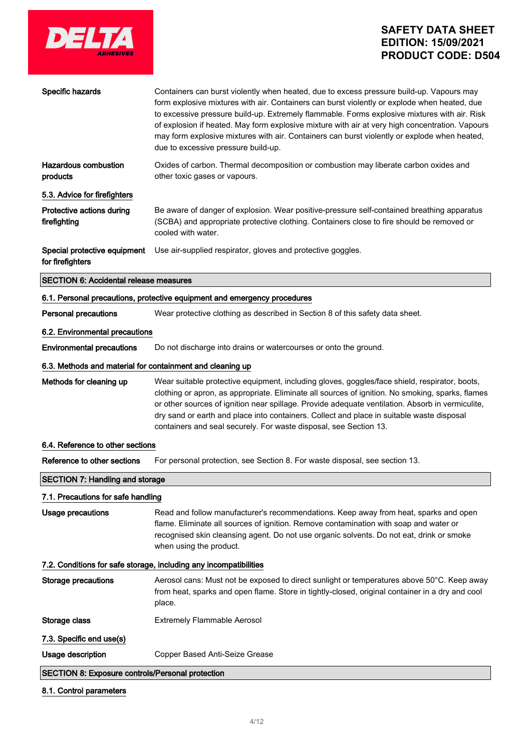| | |
|---|---|
| **Specific hazards** | Containers can burst violently when heated, due to excess pressure build-up. Vapours may form explosive mixtures with air. Containers can burst violently or explode when heated, due to excessive pressure build-up. Extremely flammable. Forms explosive mixtures with air. Risk of explosion if heated. May form explosive mixture with air at very high concentration. Vapours may form explosive mixtures with air. Containers can burst violently or explode when heated, due to excessive pressure build-up. |
| **Hazardous combustion products** | Oxides of carbon. Thermal decomposition or combustion may liberate carbon oxides and other toxic gases or vapours. |

### 5.3. Advice for firefighters

| | |
|---|---|
| **Protective actions during firefighting** | Be aware of danger of explosion. Wear positive-pressure self-contained breathing apparatus (SCBA) and appropriate protective clothing. Containers close to fire should be removed or cooled with water. |
| **Special protective equipment for firefighters** | Use air-supplied respirator, gloves and protective goggles. |

## SECTION 6: Accidental release measures

### 6.1. Personal precautions, protective equipment and emergency procedures

| | |
|---|---|
| **Personal precautions** | Wear protective clothing as described in Section 8 of this safety data sheet. |

### 6.2. Environmental precautions

| | |
|---|---|
| **Environmental precautions** | Do not discharge into drains or watercourses or onto the ground. |

### 6.3. Methods and material for containment and cleaning up

| | |
|---|---|
| **Methods for cleaning up** | Wear suitable protective equipment, including gloves, goggles/face shield, respirator, boots, clothing or apron, as appropriate. Eliminate all sources of ignition. No smoking, sparks, flames or other sources of ignition near spillage. Provide adequate ventilation. Absorb in vermiculite, dry sand or earth and place into containers. Collect and place in suitable waste disposal containers and seal securely. For waste disposal, see Section 13. |

### 6.4. Reference to other sections

| | |
|---|---|
| **Reference to other sections** | For personal protection, see Section 8. For waste disposal, see section 13. |

## SECTION 7: Handling and storage

### 7.1. Precautions for safe handling

| | |
|---|---|
| **Usage precautions** | Read and follow manufacturer's recommendations. Keep away from heat, sparks and open flame. Eliminate all sources of ignition. Remove contamination with soap and water or recognised skin cleansing agent. Do not use organic solvents. Do not eat, drink or smoke when using the product. |

### 7.2. Conditions for safe storage, including any incompatibilities

| | |
|---|---|
| **Storage precautions** | Aerosol cans: Must not be exposed to direct sunlight or temperatures above 50°C. Keep away from heat, sparks and open flame. Store in tightly-closed, original container in a dry and cool place. |
| **Storage class** | Extremely Flammable Aerosol |

### 7.3. Specific end use(s)

| | |
|---|---|
| **Usage description** | Copper Based Anti-Seize Grease |

## SECTION 8: Exposure controls/Personal protection

### 8.1. Control parameters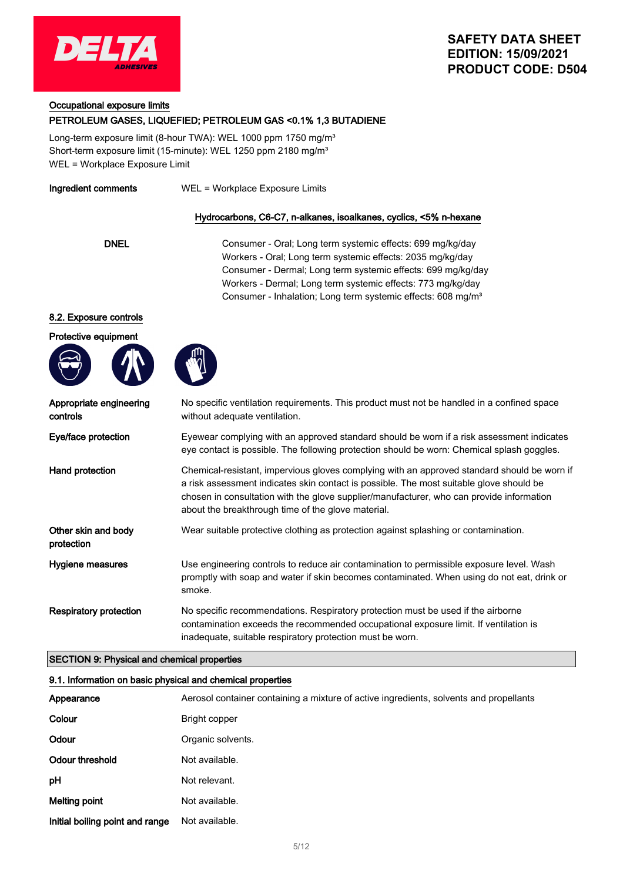**Occupational exposure limits**

**PETROLEUM GASES, LIQUEFIED; PETROLEUM GAS <0.1% 1,3 BUTADIENE**

Long-term exposure limit (8-hour TWA): WEL 1000 ppm 1750 mg/m³
Short-term exposure limit (15-minute): WEL 1250 ppm 2180 mg/m³
WEL = Workplace Exposure Limit

**Ingredient comments** WEL = Workplace Exposure Limits

**Hydrocarbons, C6-C7, n-alkanes, isoalkanes, cyclics, <5% n-hexane**

**DNEL**

Consumer - Oral; Long term systemic effects: 699 mg/kg/day
Workers - Oral; Long term systemic effects: 2035 mg/kg/day
Consumer - Dermal; Long term systemic effects: 699 mg/kg/day
Workers - Dermal; Long term systemic effects: 773 mg/kg/day
Consumer - Inhalation; Long term systemic effects: 608 mg/m³

## 8.2. Exposure controls

**Protective equipment**

| | |
|---|---|
| **Appropriate engineering controls** | No specific ventilation requirements. This product must not be handled in a confined space without adequate ventilation. |
| **Eye/face protection** | Eyewear complying with an approved standard should be worn if a risk assessment indicates eye contact is possible. The following protection should be worn: Chemical splash goggles. |
| **Hand protection** | Chemical-resistant, impervious gloves complying with an approved standard should be worn if a risk assessment indicates skin contact is possible. The most suitable glove should be chosen in consultation with the glove supplier/manufacturer, who can provide information about the breakthrough time of the glove material. |
| **Other skin and body protection** | Wear suitable protective clothing as protection against splashing or contamination. |
| **Hygiene measures** | Use engineering controls to reduce air contamination to permissible exposure level. Wash promptly with soap and water if skin becomes contaminated. When using do not eat, drink or smoke. |
| **Respiratory protection** | No specific recommendations. Respiratory protection must be used if the airborne contamination exceeds the recommended occupational exposure limit. If ventilation is inadequate, suitable respiratory protection must be worn. |

# SECTION 9: Physical and chemical properties

## 9.1. Information on basic physical and chemical properties

| | |
|---|---|
| **Appearance** | Aerosol container containing a mixture of active ingredients, solvents and propellants |
| **Colour** | Bright copper |
| **Odour** | Organic solvents. |
| **Odour threshold** | Not available. |
| **pH** | Not relevant. |
| **Melting point** | Not available. |
| **Initial boiling point and range** | Not available. |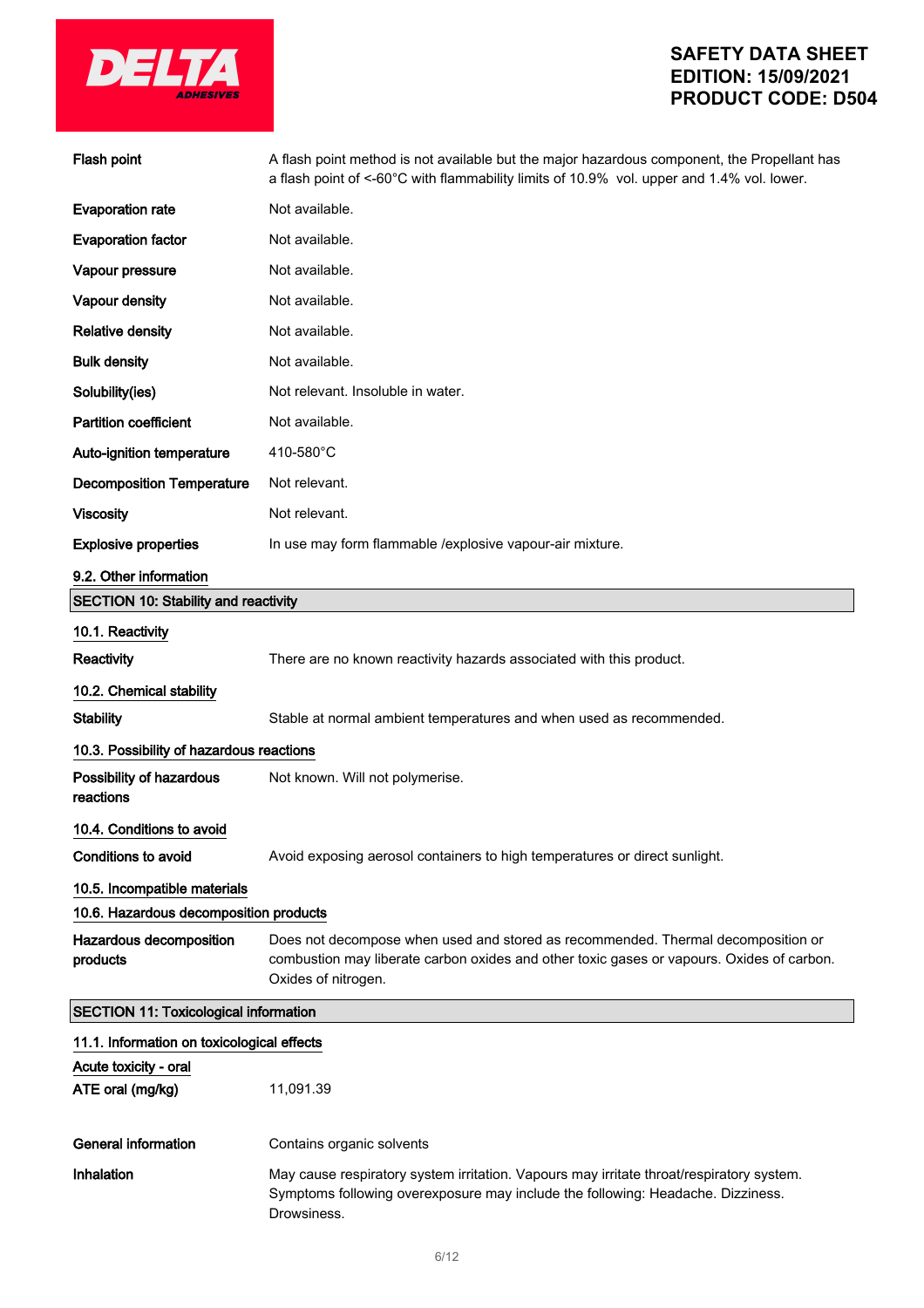| | |
|---|---|
| **Flash point** | A flash point method is not available but the major hazardous component, the Propellant has a flash point of <-60°C with flammability limits of 10.9% vol. upper and 1.4% vol. lower. |
| **Evaporation rate** | Not available. |
| **Evaporation factor** | Not available. |
| **Vapour pressure** | Not available. |
| **Vapour density** | Not available. |
| **Relative density** | Not available. |
| **Bulk density** | Not available. |
| **Solubility(ies)** | Not relevant. Insoluble in water. |
| **Partition coefficient** | Not available. |
| **Auto-ignition temperature** | 410-580°C |
| **Decomposition Temperature** | Not relevant. |
| **Viscosity** | Not relevant. |
| **Explosive properties** | In use may form flammable /explosive vapour-air mixture. |

### 9.2. Other information

## SECTION 10: Stability and reactivity

### 10.1. Reactivity

**Reactivity** There are no known reactivity hazards associated with this product.

### 10.2. Chemical stability

**Stability** Stable at normal ambient temperatures and when used as recommended.

### 10.3. Possibility of hazardous reactions

**Possibility of hazardous reactions** Not known. Will not polymerise.

### 10.4. Conditions to avoid

**Conditions to avoid** Avoid exposing aerosol containers to high temperatures or direct sunlight.

### 10.5. Incompatible materials

### 10.6. Hazardous decomposition products

**Hazardous decomposition products** Does not decompose when used and stored as recommended. Thermal decomposition or combustion may liberate carbon oxides and other toxic gases or vapours. Oxides of carbon. Oxides of nitrogen.

## SECTION 11: Toxicological information

### 11.1. Information on toxicological effects

#### Acute toxicity - oral

**ATE oral (mg/kg)** 11,091.39

**General information** Contains organic solvents

**Inhalation** May cause respiratory system irritation. Vapours may irritate throat/respiratory system. Symptoms following overexposure may include the following: Headache. Dizziness. Drowsiness.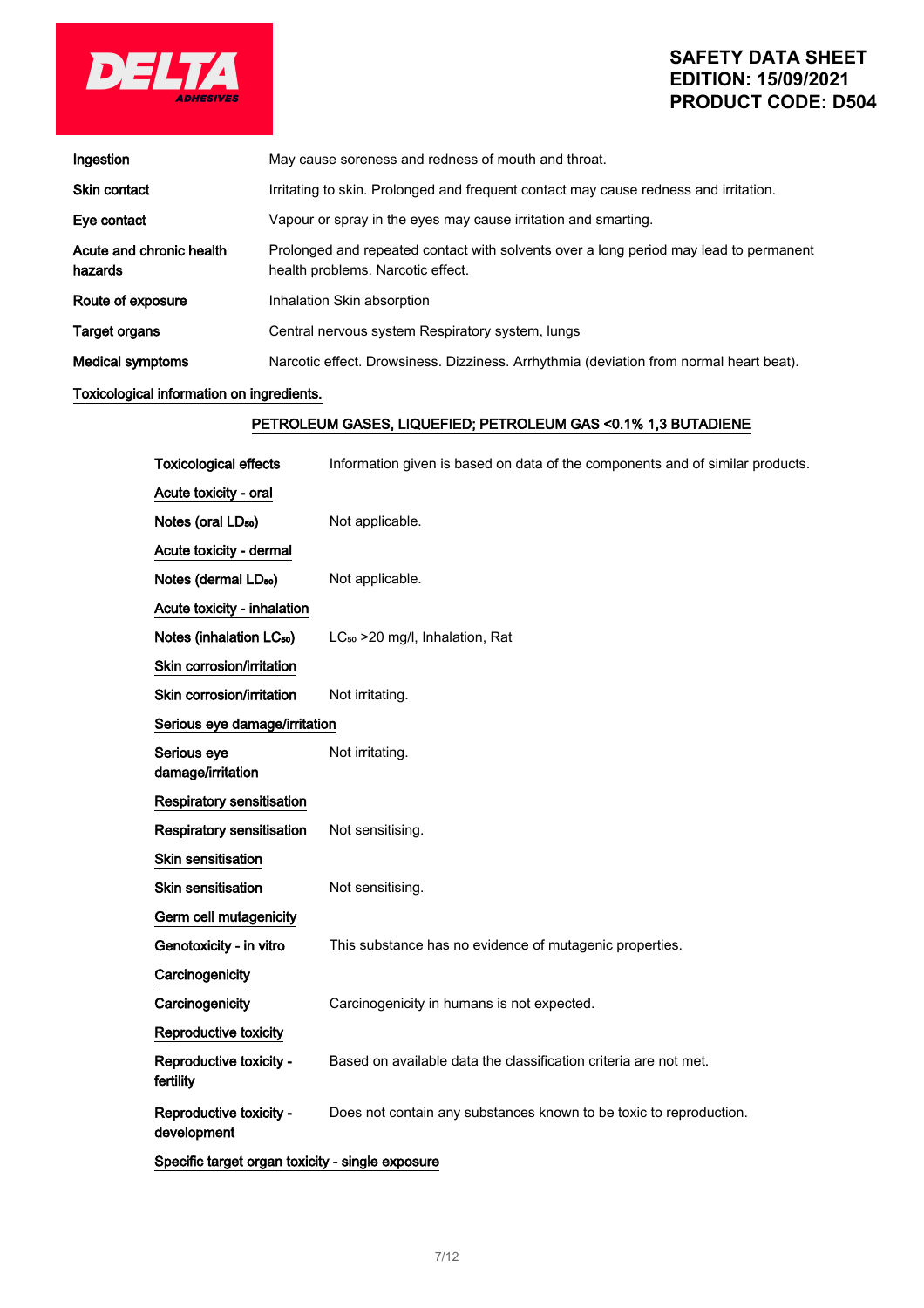| | |
|---|---|
| **Ingestion** | May cause soreness and redness of mouth and throat. |
| **Skin contact** | Irritating to skin. Prolonged and frequent contact may cause redness and irritation. |
| **Eye contact** | Vapour or spray in the eyes may cause irritation and smarting. |
| **Acute and chronic health hazards** | Prolonged and repeated contact with solvents over a long period may lead to permanent health problems. Narcotic effect. |
| **Route of exposure** | Inhalation Skin absorption |
| **Target organs** | Central nervous system Respiratory system, lungs |
| **Medical symptoms** | Narcotic effect. Drowsiness. Dizziness. Arrhythmia (deviation from normal heart beat). |

Toxicological information on ingredients.

**PETROLEUM GASES, LIQUEFIED; PETROLEUM GAS <0.1% 1,3 BUTADIENE**

| | |
|---|---|
| **Toxicological effects** | Information given is based on data of the components and of similar products. |

**Acute toxicity - oral**

| | |
|---|---|
| **Notes (oral $LD_{50}$)** | Not applicable. |

**Acute toxicity - dermal**

| | |
|---|---|
| **Notes (dermal $LD_{50}$)** | Not applicable. |

**Acute toxicity - inhalation**

| | |
|---|---|
| **Notes (inhalation $LC_{50}$)** | $LC_{50}$ >20 mg/l, Inhalation, Rat |

**Skin corrosion/irritation**

| | |
|---|---|
| **Skin corrosion/irritation** | Not irritating. |

**Serious eye damage/irritation**

| | |
|---|---|
| **Serious eye damage/irritation** | Not irritating. |

**Respiratory sensitisation**

| | |
|---|---|
| **Respiratory sensitisation** | Not sensitising. |

**Skin sensitisation**

| | |
|---|---|
| **Skin sensitisation** | Not sensitising. |

**Germ cell mutagenicity**

| | |
|---|---|
| **Genotoxicity - in vitro** | This substance has no evidence of mutagenic properties. |

**Carcinogenicity**

| | |
|---|---|
| **Carcinogenicity** | Carcinogenicity in humans is not expected. |

**Reproductive toxicity**

| | |
|---|---|
| **Reproductive toxicity - fertility** | Based on available data the classification criteria are not met. |
| **Reproductive toxicity - development** | Does not contain any substances known to be toxic to reproduction. |

**Specific target organ toxicity - single exposure**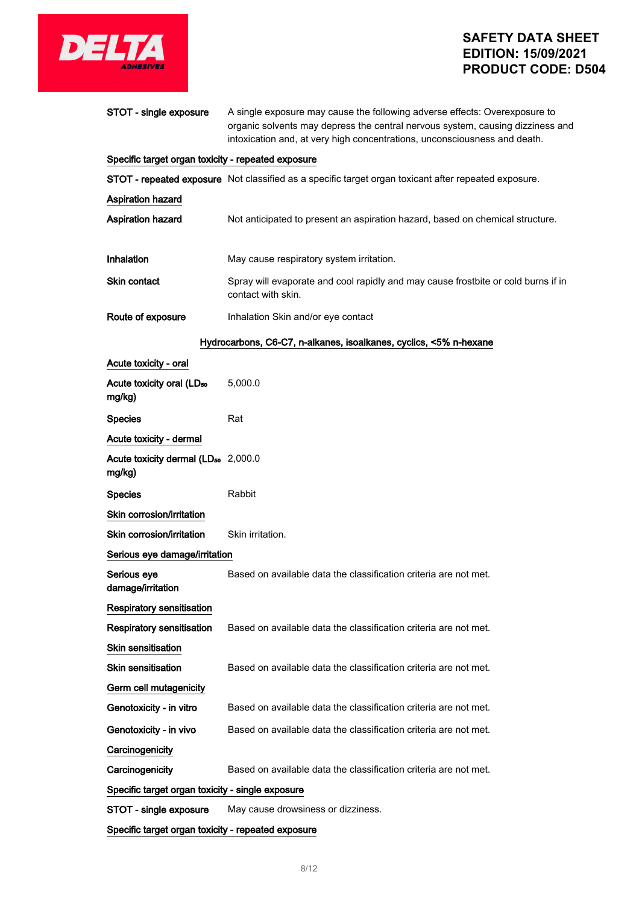**STOT - single exposure** A single exposure may cause the following adverse effects: Overexposure to organic solvents may depress the central nervous system, causing dizziness and intoxication and, at very high concentrations, unconsciousness and death.

Specific target organ toxicity - repeated exposure

**STOT - repeated exposure** Not classified as a specific target organ toxicant after repeated exposure.

Aspiration hazard

**Aspiration hazard** Not anticipated to present an aspiration hazard, based on chemical structure.

**Inhalation** May cause respiratory system irritation.

**Skin contact** Spray will evaporate and cool rapidly and may cause frostbite or cold burns if in contact with skin.

**Route of exposure** Inhalation Skin and/or eye contact

### Hydrocarbons, C6-C7, n-alkanes, isoalkanes, cyclics, <5% n-hexane

Acute toxicity - oral

**Acute toxicity oral ($LD_{50}$ mg/kg)** 5,000.0

**Species** Rat

Acute toxicity - dermal

**Acute toxicity dermal ($LD_{50}$ mg/kg)** 2,000.0

**Species** Rabbit

Skin corrosion/irritation

**Skin corrosion/irritation** Skin irritation.

Serious eye damage/irritation

**Serious eye damage/irritation** Based on available data the classification criteria are not met.

Respiratory sensitisation

**Respiratory sensitisation** Based on available data the classification criteria are not met.

Skin sensitisation

**Skin sensitisation** Based on available data the classification criteria are not met.

Germ cell mutagenicity

**Genotoxicity - in vitro** Based on available data the classification criteria are not met.

**Genotoxicity - in vivo** Based on available data the classification criteria are not met.

Carcinogenicity

**Carcinogenicity** Based on available data the classification criteria are not met.

Specific target organ toxicity - single exposure

**STOT - single exposure** May cause drowsiness or dizziness.

Specific target organ toxicity - repeated exposure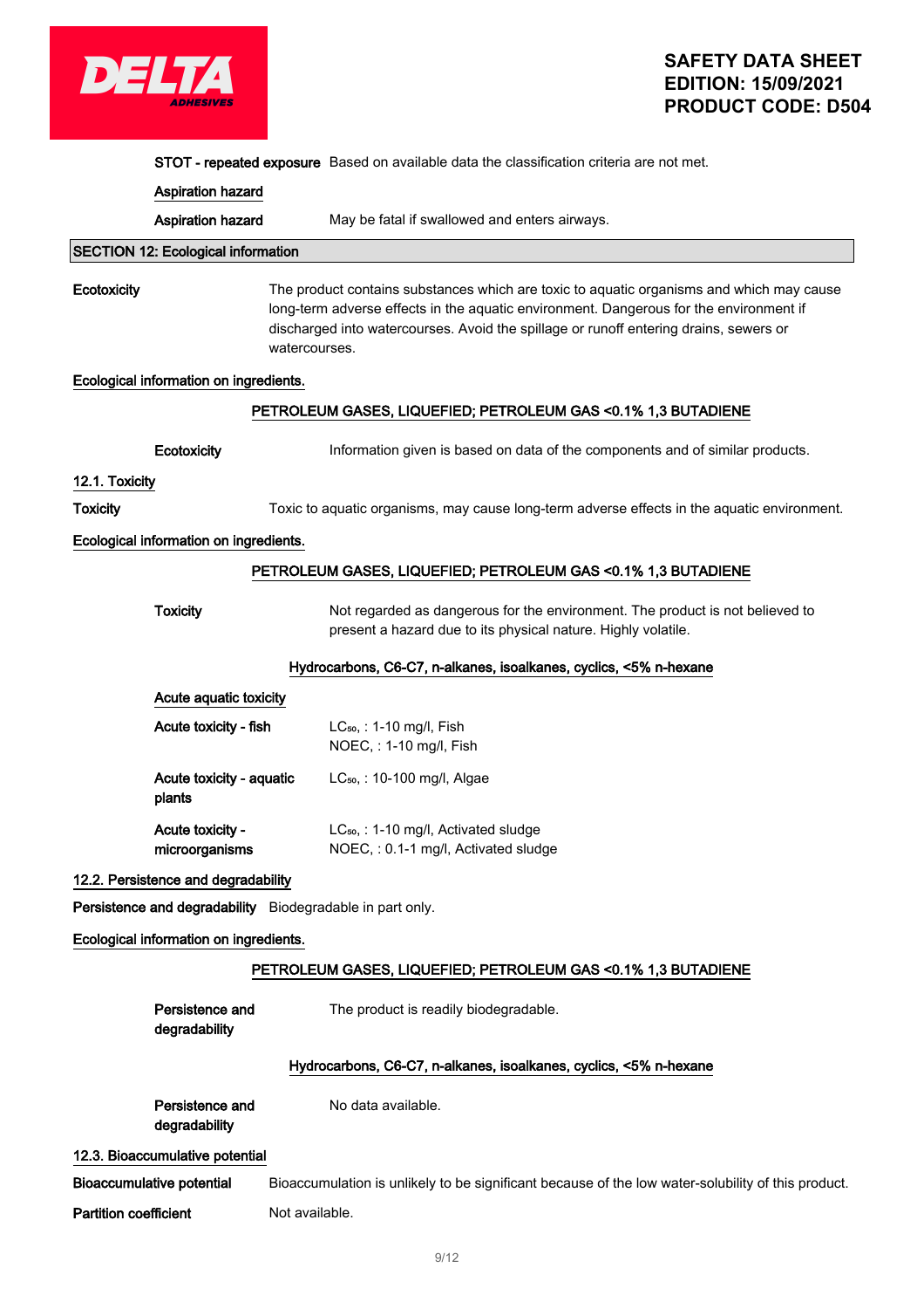**STOT - repeated exposure** Based on available data the classification criteria are not met.

**Aspiration hazard**

**Aspiration hazard** May be fatal if swallowed and enters airways.

## SECTION 12: Ecological information

**Ecotoxicity** The product contains substances which are toxic to aquatic organisms and which may cause long-term adverse effects in the aquatic environment. Dangerous for the environment if discharged into watercourses. Avoid the spillage or runoff entering drains, sewers or watercourses.

**Ecological information on ingredients.**

**PETROLEUM GASES, LIQUEFIED; PETROLEUM GAS <0.1% 1,3 BUTADIENE**

**Ecotoxicity** Information given is based on data of the components and of similar products.

### 12.1. Toxicity

**Toxicity** Toxic to aquatic organisms, may cause long-term adverse effects in the aquatic environment.

**Ecological information on ingredients.**

**PETROLEUM GASES, LIQUEFIED; PETROLEUM GAS <0.1% 1,3 BUTADIENE**

**Toxicity** Not regarded as dangerous for the environment. The product is not believed to present a hazard due to its physical nature. Highly volatile.

**Hydrocarbons, C6-C7, n-alkanes, isoalkanes, cyclics, <5% n-hexane**

**Acute aquatic toxicity**

**Acute toxicity - fish** $LC_{50}$, : 1-10 mg/l, Fish
NOEC, : 1-10 mg/l, Fish

**Acute toxicity - aquatic plants** $LC_{50}$, : 10-100 mg/l, Algae

**Acute toxicity - microorganisms** $LC_{50}$, : 1-10 mg/l, Activated sludge
NOEC, : 0.1-1 mg/l, Activated sludge

### 12.2. Persistence and degradability

**Persistence and degradability** Biodegradable in part only.

**Ecological information on ingredients.**

**PETROLEUM GASES, LIQUEFIED; PETROLEUM GAS <0.1% 1,3 BUTADIENE**

**Persistence and degradability** The product is readily biodegradable.

**Hydrocarbons, C6-C7, n-alkanes, isoalkanes, cyclics, <5% n-hexane**

**Persistence and degradability** No data available.

### 12.3. Bioaccumulative potential

**Bioaccumulative potential** Bioaccumulation is unlikely to be significant because of the low water-solubility of this product.

**Partition coefficient** Not available.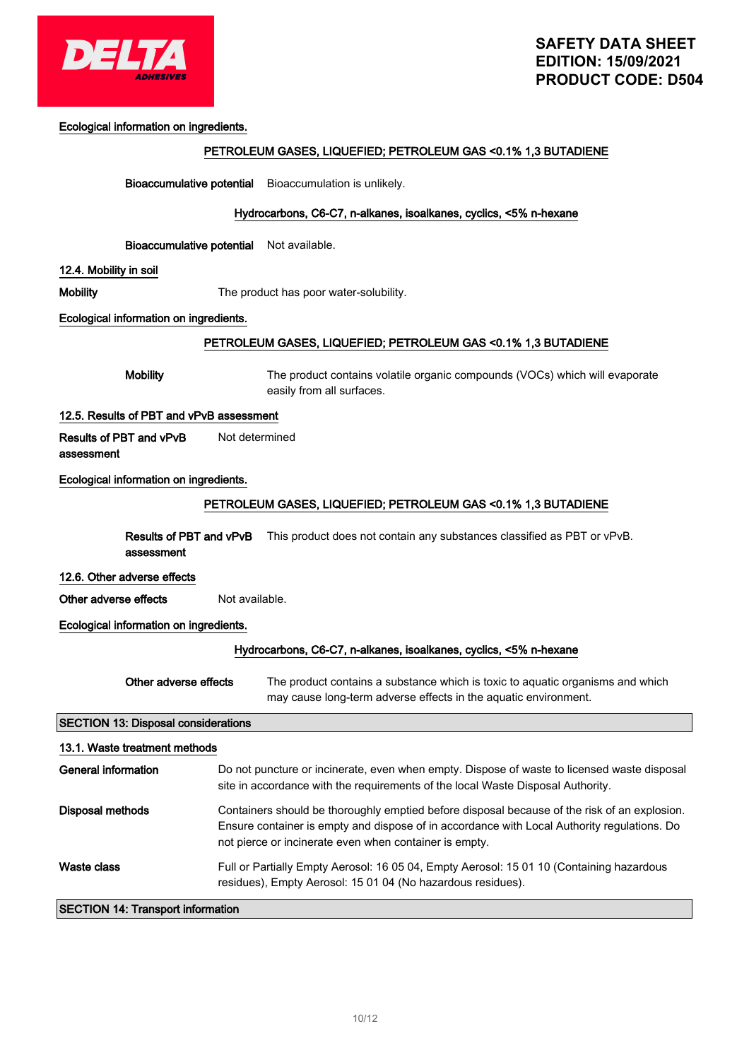Ecological information on ingredients.

PETROLEUM GASES, LIQUEFIED; PETROLEUM GAS <0.1% 1,3 BUTADIENE

**Bioaccumulative potential** Bioaccumulation is unlikely.

Hydrocarbons, C6-C7, n-alkanes, isoalkanes, cyclics, <5% n-hexane

**Bioaccumulative potential** Not available.

## 12.4. Mobility in soil

**Mobility** The product has poor water-solubility.

Ecological information on ingredients.

PETROLEUM GASES, LIQUEFIED; PETROLEUM GAS <0.1% 1,3 BUTADIENE

**Mobility** The product contains volatile organic compounds (VOCs) which will evaporate easily from all surfaces.

## 12.5. Results of PBT and vPvB assessment

**Results of PBT and vPvB assessment** Not determined

Ecological information on ingredients.

PETROLEUM GASES, LIQUEFIED; PETROLEUM GAS <0.1% 1,3 BUTADIENE

**Results of PBT and vPvB assessment** This product does not contain any substances classified as PBT or vPvB.

## 12.6. Other adverse effects

**Other adverse effects** Not available.

Ecological information on ingredients.

Hydrocarbons, C6-C7, n-alkanes, isoalkanes, cyclics, <5% n-hexane

**Other adverse effects** The product contains a substance which is toxic to aquatic organisms and which may cause long-term adverse effects in the aquatic environment.

# SECTION 13: Disposal considerations

## 13.1. Waste treatment methods

**General information** Do not puncture or incinerate, even when empty. Dispose of waste to licensed waste disposal site in accordance with the requirements of the local Waste Disposal Authority.

**Disposal methods** Containers should be thoroughly emptied before disposal because of the risk of an explosion. Ensure container is empty and dispose of in accordance with Local Authority regulations. Do not pierce or incinerate even when container is empty.

**Waste class** Full or Partially Empty Aerosol: 16 05 04, Empty Aerosol: 15 01 10 (Containing hazardous residues), Empty Aerosol: 15 01 04 (No hazardous residues).

# SECTION 14: Transport information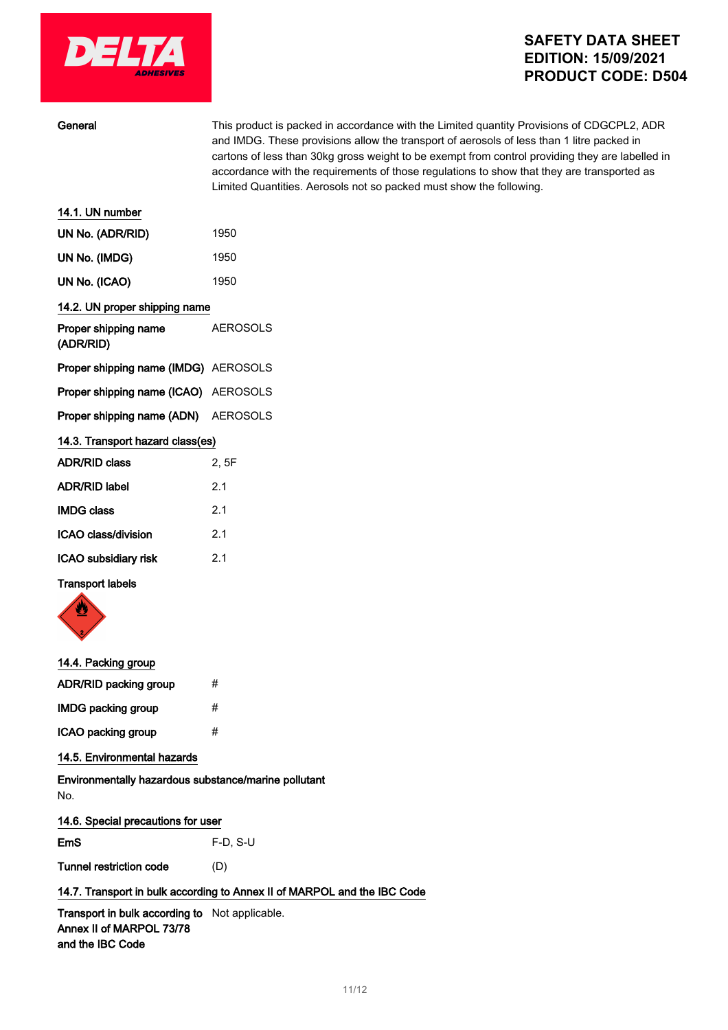| | |
|---|---|
| **General** | This product is packed in accordance with the Limited quantity Provisions of CDGCPL2, ADR and IMDG. These provisions allow the transport of aerosols of less than 1 litre packed in cartons of less than 30kg gross weight to be exempt from control providing they are labelled in accordance with the requirements of those regulations to show that they are transported as Limited Quantities. Aerosols not so packed must show the following. |

### 14.1. UN number

| | |
|---|---|
| **UN No. (ADR/RID)** | 1950 |
| **UN No. (IMDG)** | 1950 |
| **UN No. (ICAO)** | 1950 |

### 14.2. UN proper shipping name

| | |
|---|---|
| **Proper shipping name (ADR/RID)** | AEROSOLS |
| **Proper shipping name (IMDG)** | AEROSOLS |
| **Proper shipping name (ICAO)** | AEROSOLS |
| **Proper shipping name (ADN)** | AEROSOLS |

### 14.3. Transport hazard class(es)

| | |
|---|---|
| **ADR/RID class** | 2, 5F |
| **ADR/RID label** | 2.1 |
| **IMDG class** | 2.1 |
| **ICAO class/division** | 2.1 |
| **ICAO subsidiary risk** | 2.1 |

**Transport labels**

### 14.4. Packing group

| | |
|---|---|
| **ADR/RID packing group** | # |
| **IMDG packing group** | # |
| **ICAO packing group** | # |

### 14.5. Environmental hazards

**Environmentally hazardous substance/marine pollutant**

No.

### 14.6. Special precautions for user

| | |
|---|---|
| **EmS** | F-D, S-U |
| **Tunnel restriction code** | (D) |

### 14.7. Transport in bulk according to Annex II of MARPOL and the IBC Code

| | |
|---|---|
| **Transport in bulk according to Annex II of MARPOL 73/78 and the IBC Code** | Not applicable. |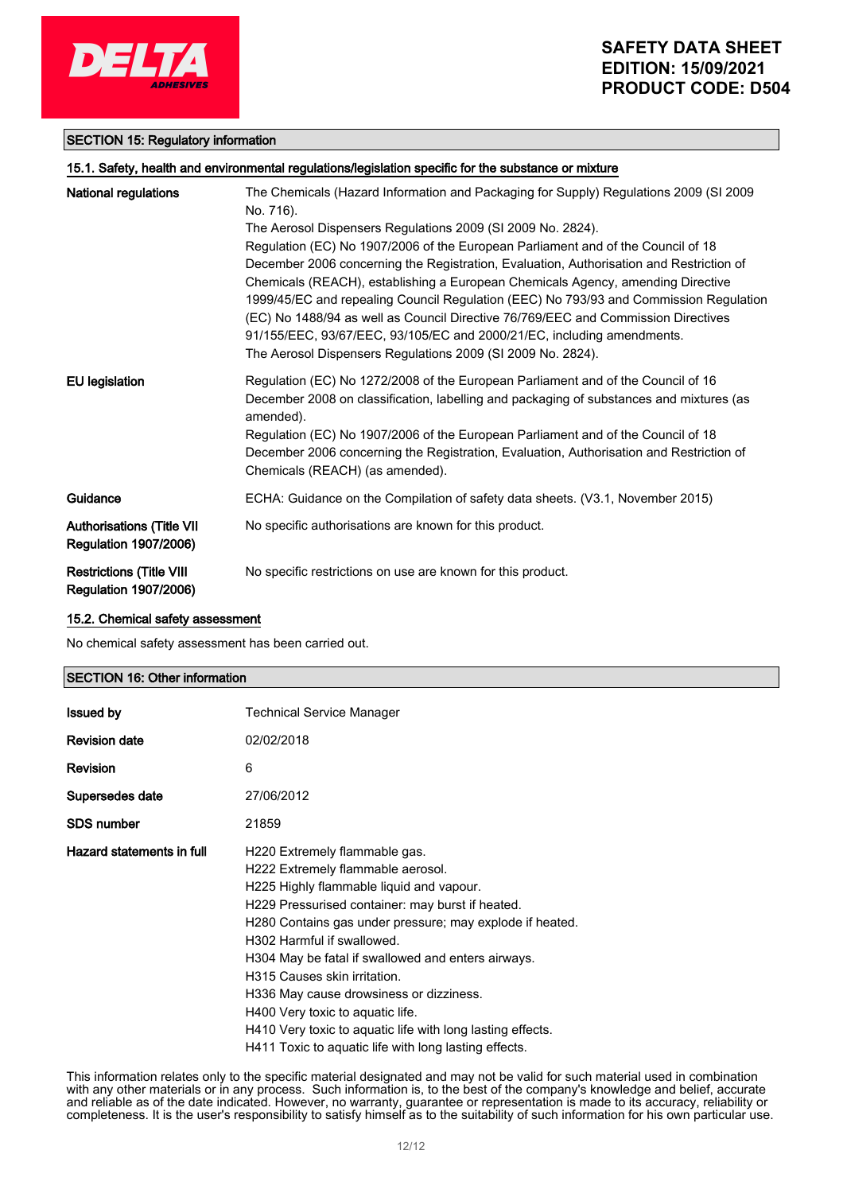## SECTION 15: Regulatory information

### 15.1. Safety, health and environmental regulations/legislation specific for the substance or mixture

| | |
|---|---|
| **National regulations** | The Chemicals (Hazard Information and Packaging for Supply) Regulations 2009 (SI 2009 No. 716). The Aerosol Dispensers Regulations 2009 (SI 2009 No. 2824). Regulation (EC) No 1907/2006 of the European Parliament and of the Council of 18 December 2006 concerning the Registration, Evaluation, Authorisation and Restriction of Chemicals (REACH), establishing a European Chemicals Agency, amending Directive 1999/45/EC and repealing Council Regulation (EEC) No 793/93 and Commission Regulation (EC) No 1488/94 as well as Council Directive 76/769/EEC and Commission Directives 91/155/EEC, 93/67/EEC, 93/105/EC and 2000/21/EC, including amendments. The Aerosol Dispensers Regulations 2009 (SI 2009 No. 2824). |
| **EU legislation** | Regulation (EC) No 1272/2008 of the European Parliament and of the Council of 16 December 2008 on classification, labelling and packaging of substances and mixtures (as amended). Regulation (EC) No 1907/2006 of the European Parliament and of the Council of 18 December 2006 concerning the Registration, Evaluation, Authorisation and Restriction of Chemicals (REACH) (as amended). |
| **Guidance** | ECHA: Guidance on the Compilation of safety data sheets. (V3.1, November 2015) |
| **Authorisations (Title VII Regulation 1907/2006)** | No specific authorisations are known for this product. |
| **Restrictions (Title VIII Regulation 1907/2006)** | No specific restrictions on use are known for this product. |

### 15.2. Chemical safety assessment

No chemical safety assessment has been carried out.

## SECTION 16: Other information

| | |
|---|---|
| **Issued by** | Technical Service Manager |
| **Revision date** | 02/02/2018 |
| **Revision** | 6 |
| **Supersedes date** | 27/06/2012 |
| **SDS number** | 21859 |
| **Hazard statements in full** | H220 Extremely flammable gas.<br>H222 Extremely flammable aerosol.<br>H225 Highly flammable liquid and vapour.<br>H229 Pressurised container: may burst if heated.<br>H280 Contains gas under pressure; may explode if heated.<br>H302 Harmful if swallowed.<br>H304 May be fatal if swallowed and enters airways.<br>H315 Causes skin irritation.<br>H336 May cause drowsiness or dizziness.<br>H400 Very toxic to aquatic life.<br>H410 Very toxic to aquatic life with long lasting effects.<br>H411 Toxic to aquatic life with long lasting effects. |

This information relates only to the specific material designated and may not be valid for such material used in combination with any other materials or in any process. Such information is, to the best of the company's knowledge and belief, accurate and reliable as of the date indicated. However, no warranty, guarantee or representation is made to its accuracy, reliability or completeness. It is the user's responsibility to satisfy himself as to the suitability of such information for his own particular use.